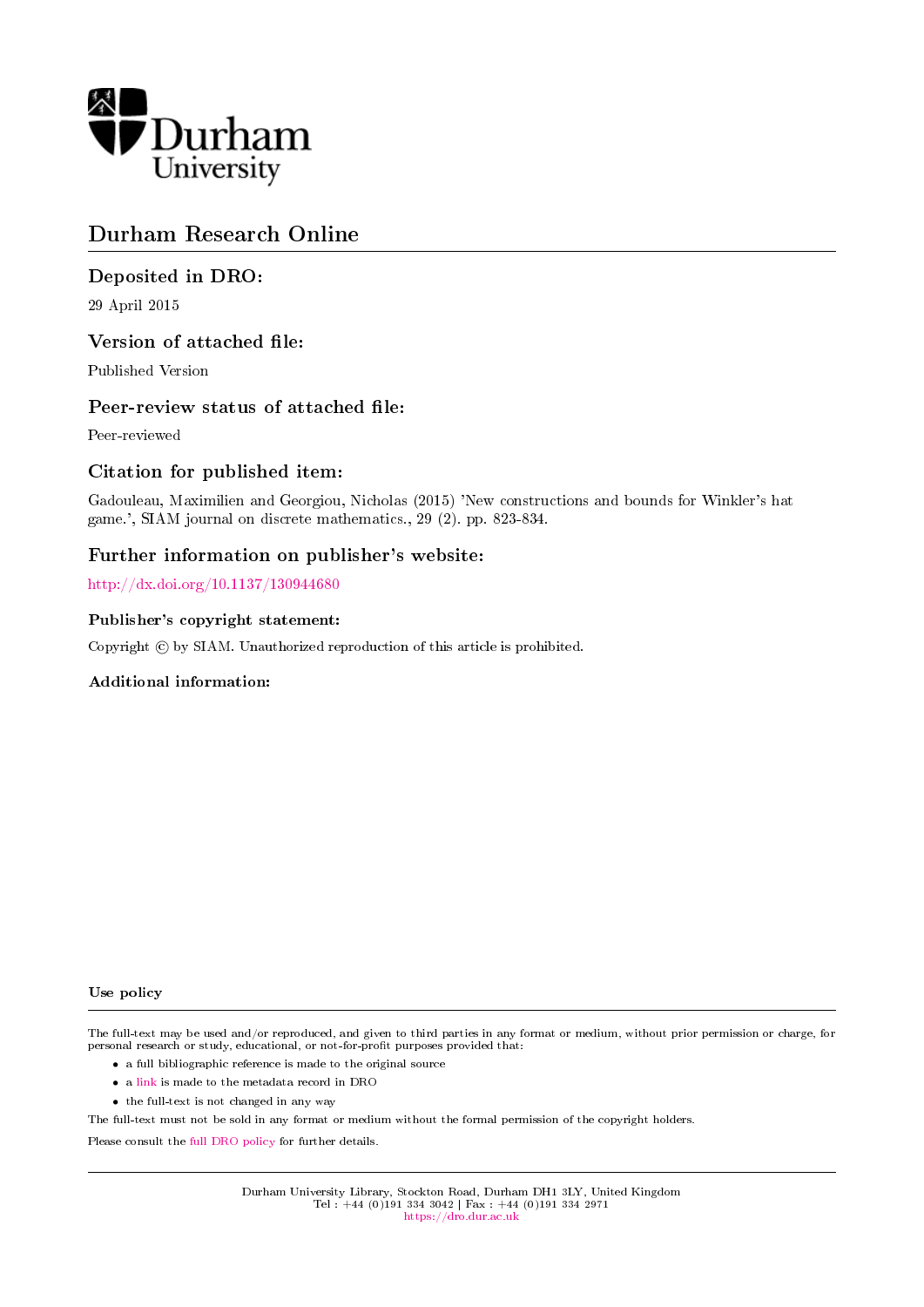Durham University

# Durham Research Online

## Deposited in DRO:

29 April 2015

## Version of attached file:

Published Version

## Peer-review status of attached file:

Peer-reviewed

## Citation for published item:

Gadouleau, Maximilien and Georgiou, Nicholas (2015) 'New constructions and bounds for Winkler's hat game.', SIAM journal on discrete mathematics., 29 (2). pp. 823-834.

## Further information on publisher's website:

http://dx.doi.org/10.1137/130944680

### Publisher's copyright statement:

Copyright © by SIAM. Unauthorized reproduction of this article is prohibited.

### Additional information:

### Use policy

The full-text may be used and/or reproduced, and given to third parties in any format or medium, without prior permission or charge, for personal research or study, educational, or not-for-profit purposes provided that:

- a full bibliographic reference is made to the original source
- a link is made to the metadata record in DRO
- the full-text is not changed in any way

The full-text must not be sold in any format or medium without the formal permission of the copyright holders.

Please consult the full DRO policy for further details.

Durham University Library, Stockton Road, Durham DH1 3LY, United Kingdom
Tel : +44 (0)191 334 3042 | Fax : +44 (0)191 334 2971
https://dro.dur.ac.uk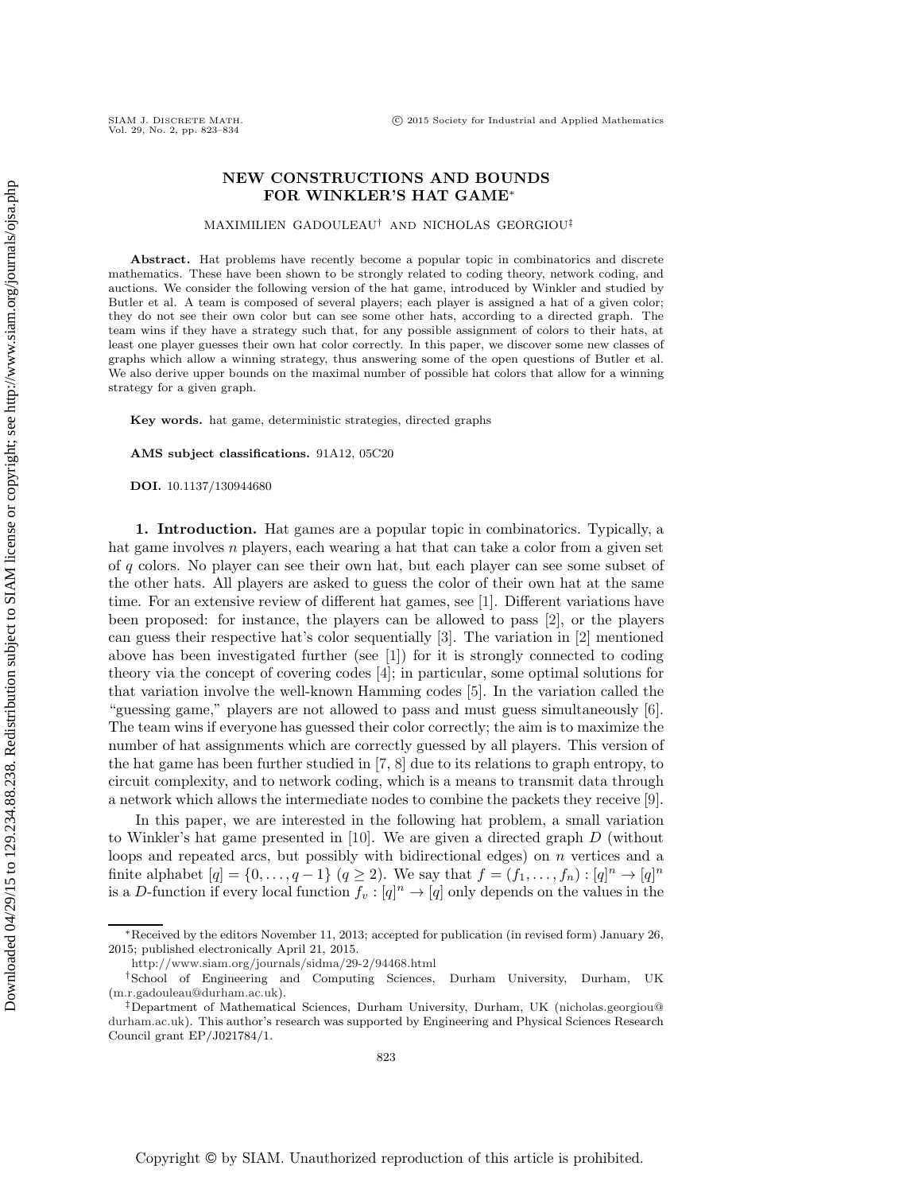# NEW CONSTRUCTIONS AND BOUNDS FOR WINKLER'S HAT GAME*

MAXIMILIEN GADOULEAU† AND NICHOLAS GEORGIOU‡

**Abstract.** Hat problems have recently become a popular topic in combinatorics and discrete mathematics. These have been shown to be strongly related to coding theory, network coding, and auctions. We consider the following version of the hat game, introduced by Winkler and studied by Butler et al. A team is composed of several players; each player is assigned a hat of a given color; they do not see their own color but can see some other hats, according to a directed graph. The team wins if they have a strategy such that, for any possible assignment of colors to their hats, at least one player guesses their own hat color correctly. In this paper, we discover some new classes of graphs which allow a winning strategy, thus answering some of the open questions of Butler et al. We also derive upper bounds on the maximal number of possible hat colors that allow for a winning strategy for a given graph.

**Key words.** hat game, deterministic strategies, directed graphs

**AMS subject classifications.** 91A12, 05C20

**DOI.** 10.1137/130944680

**1. Introduction.** Hat games are a popular topic in combinatorics. Typically, a hat game involves $n$ players, each wearing a hat that can take a color from a given set of $q$ colors. No player can see their own hat, but each player can see some subset of the other hats. All players are asked to guess the color of their own hat at the same time. For an extensive review of different hat games, see [1]. Different variations have been proposed: for instance, the players can be allowed to pass [2], or the players can guess their respective hat's color sequentially [3]. The variation in [2] mentioned above has been investigated further (see [1]) for it is strongly connected to coding theory via the concept of covering codes [4]; in particular, some optimal solutions for that variation involve the well-known Hamming codes [5]. In the variation called the "guessing game," players are not allowed to pass and must guess simultaneously [6]. The team wins if everyone has guessed their color correctly; the aim is to maximize the number of hat assignments which are correctly guessed by all players. This version of the hat game has been further studied in [7, 8] due to its relations to graph entropy, to circuit complexity, and to network coding, which is a means to transmit data through a network which allows the intermediate nodes to combine the packets they receive [9].

In this paper, we are interested in the following hat problem, a small variation to Winkler's hat game presented in [10]. We are given a directed graph $D$ (without loops and repeated arcs, but possibly with bidirectional edges) on $n$ vertices and a finite alphabet $[q] = \{0, \dots, q-1\}$ $(q \geq 2)$. We say that $f = (f_1, \dots, f_n) : [q]^n \to [q]^n$ is a $D$-function if every local function $f_v : [q]^n \to [q]$ only depends on the values in the

---

*Received by the editors November 11, 2013; accepted for publication (in revised form) January 26, 2015; published electronically April 21, 2015.

http://www.siam.org/journals/sidma/29-2/94468.html

†School of Engineering and Computing Sciences, Durham University, Durham, UK (m.r.gadouleau@durham.ac.uk).

‡Department of Mathematical Sciences, Durham University, Durham, UK (nicholas.georgiou@durham.ac.uk). This author's research was supported by Engineering and Physical Sciences Research Council grant EP/J021784/1.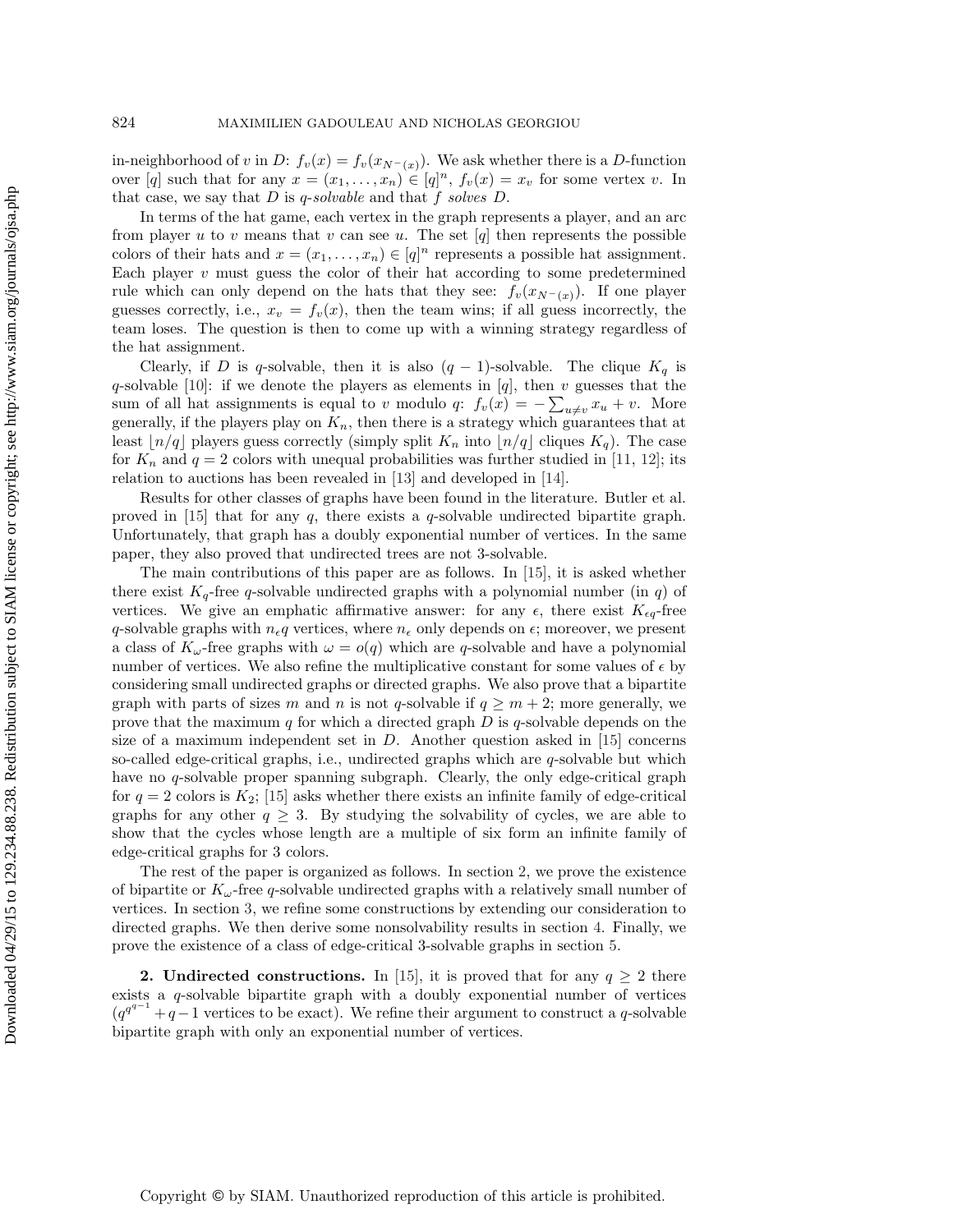in-neighborhood of $v$ in $D$: $f_v(x) = f_v(x_{N^-(x)})$. We ask whether there is a $D$-function over $[q]$ such that for any $x = (x_1, \ldots, x_n) \in [q]^n$, $f_v(x) = x_v$ for some vertex $v$. In that case, we say that $D$ is *$q$-solvable* and that $f$ *solves* $D$.

In terms of the hat game, each vertex in the graph represents a player, and an arc from player $u$ to $v$ means that $v$ can see $u$. The set $[q]$ then represents the possible colors of their hats and $x = (x_1, \ldots, x_n) \in [q]^n$ represents a possible hat assignment. Each player $v$ must guess the color of their hat according to some predetermined rule which can only depend on the hats that they see: $f_v(x_{N^-(x)})$. If one player guesses correctly, i.e., $x_v = f_v(x)$, then the team wins; if all guess incorrectly, the team loses. The question is then to come up with a winning strategy regardless of the hat assignment.

Clearly, if $D$ is $q$-solvable, then it is also $(q-1)$-solvable. The clique $K_q$ is $q$-solvable [10]: if we denote the players as elements in $[q]$, then $v$ guesses that the sum of all hat assignments is equal to $v$ modulo $q$: $f_v(x) = -\sum_{u \neq v} x_u + v$. More generally, if the players play on $K_n$, then there is a strategy which guarantees that at least $\lfloor n/q \rfloor$ players guess correctly (simply split $K_n$ into $\lfloor n/q \rfloor$ cliques $K_q$). The case for $K_n$ and $q = 2$ colors with unequal probabilities was further studied in [11, 12]; its relation to auctions has been revealed in [13] and developed in [14].

Results for other classes of graphs have been found in the literature. Butler et al. proved in [15] that for any $q$, there exists a $q$-solvable undirected bipartite graph. Unfortunately, that graph has a doubly exponential number of vertices. In the same paper, they also proved that undirected trees are not 3-solvable.

The main contributions of this paper are as follows. In [15], it is asked whether there exist $K_q$-free $q$-solvable undirected graphs with a polynomial number (in $q$) of vertices. We give an emphatic affirmative answer: for any $\epsilon$, there exist $K_{\epsilon q}$-free $q$-solvable graphs with $n_\epsilon q$ vertices, where $n_\epsilon$ only depends on $\epsilon$; moreover, we present a class of $K_\omega$-free graphs with $\omega = o(q)$ which are $q$-solvable and have a polynomial number of vertices. We also refine the multiplicative constant for some values of $\epsilon$ by considering small undirected graphs or directed graphs. We also prove that a bipartite graph with parts of sizes $m$ and $n$ is not $q$-solvable if $q \geq m+2$; more generally, we prove that the maximum $q$ for which a directed graph $D$ is $q$-solvable depends on the size of a maximum independent set in $D$. Another question asked in [15] concerns so-called edge-critical graphs, i.e., undirected graphs which are $q$-solvable but which have no $q$-solvable proper spanning subgraph. Clearly, the only edge-critical graph for $q = 2$ colors is $K_2$; [15] asks whether there exists an infinite family of edge-critical graphs for any other $q \geq 3$. By studying the solvability of cycles, we are able to show that the cycles whose length are a multiple of six form an infinite family of edge-critical graphs for 3 colors.

The rest of the paper is organized as follows. In section 2, we prove the existence of bipartite or $K_\omega$-free $q$-solvable undirected graphs with a relatively small number of vertices. In section 3, we refine some constructions by extending our consideration to directed graphs. We then derive some nonsolvability results in section 4. Finally, we prove the existence of a class of edge-critical 3-solvable graphs in section 5.

## 2. Undirected constructions.

In [15], it is proved that for any $q \geq 2$ there exists a $q$-solvable bipartite graph with a doubly exponential number of vertices ($q^{q^{q-1}} + q - 1$ vertices to be exact). We refine their argument to construct a $q$-solvable bipartite graph with only an exponential number of vertices.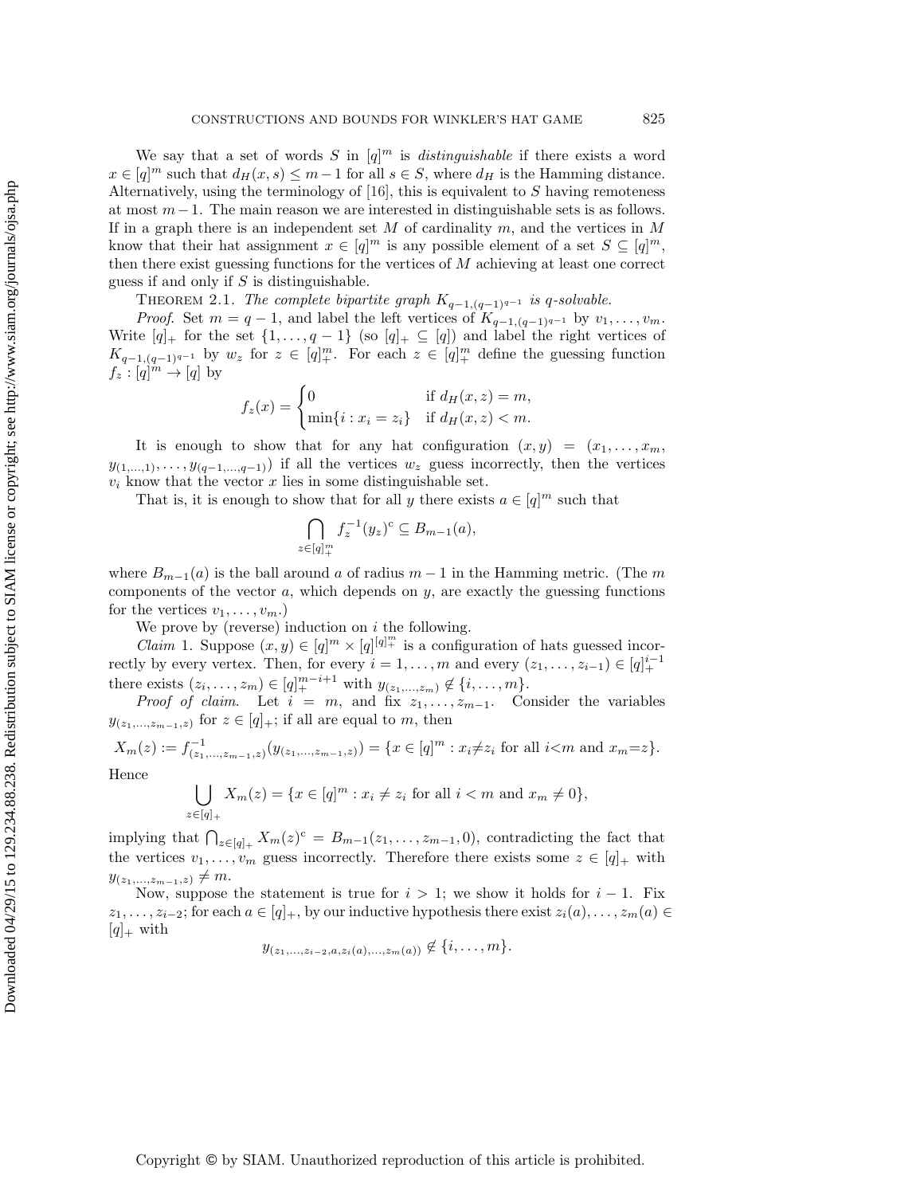We say that a set of words $S$ in $[q]^m$ is *distinguishable* if there exists a word $x \in [q]^m$ such that $d_H(x, s) \leq m-1$ for all $s \in S$, where $d_H$ is the Hamming distance. Alternatively, using the terminology of [16], this is equivalent to $S$ having remoteness at most $m-1$. The main reason we are interested in distinguishable sets is as follows. If in a graph there is an independent set $M$ of cardinality $m$, and the vertices in $M$ know that their hat assignment $x \in [q]^m$ is any possible element of a set $S \subseteq [q]^m$, then there exist guessing functions for the vertices of $M$ achieving at least one correct guess if and only if $S$ is distinguishable.

THEOREM 2.1. *The complete bipartite graph $K_{q-1,(q-1)^{q-1}}$ is q-solvable.*

*Proof.* Set $m = q-1$, and label the left vertices of $K_{q-1,(q-1)^{q-1}}$ by $v_1, \ldots, v_m$. Write $[q]_+$ for the set $\{1, \ldots, q-1\}$ (so $[q]_+ \subseteq [q]$) and label the right vertices of $K_{q-1,(q-1)^{q-1}}$ by $w_z$ for $z \in [q]_+^m$. For each $z \in [q]_+^m$ define the guessing function $f_z : [q]^m \to [q]$ by

$$f_z(x) = \begin{cases} 0 & \text{if } d_H(x, z) = m, \\ \min\{i : x_i = z_i\} & \text{if } d_H(x, z) < m. \end{cases}$$

It is enough to show that for any hat configuration $(x, y) = (x_1, \ldots, x_m, y_{(1,\ldots,1)}, \ldots, y_{(q-1,\ldots,q-1)})$ if all the vertices $w_z$ guess incorrectly, then the vertices $v_i$ know that the vector $x$ lies in some distinguishable set.

That is, it is enough to show that for all $y$ there exists $a \in [q]^m$ such that

$$\bigcap_{z \in [q]_+^m} f_z^{-1}(y_z)^{\mathrm{c}} \subseteq B_{m-1}(a),$$

where $B_{m-1}(a)$ is the ball around $a$ of radius $m-1$ in the Hamming metric. (The $m$ components of the vector $a$, which depends on $y$, are exactly the guessing functions for the vertices $v_1, \ldots, v_m$.)

We prove by (reverse) induction on $i$ the following.

*Claim* 1. Suppose $(x, y) \in [q]^m \times [q]^{[q]_+^m}$ is a configuration of hats guessed incorrectly by every vertex. Then, for every $i = 1, \ldots, m$ and every $(z_1, \ldots, z_{i-1}) \in [q]_+^{i-1}$ there exists $(z_i, \ldots, z_m) \in [q]_+^{m-i+1}$ with $y_{(z_1,\ldots,z_m)} \notin \{i, \ldots, m\}$.

*Proof of claim.* Let $i = m$, and fix $z_1, \ldots, z_{m-1}$. Consider the variables $y_{(z_1,\ldots,z_{m-1},z)}$ for $z \in [q]_+$; if all are equal to $m$, then

$$X_m(z) := f^{-1}_{(z_1,\ldots,z_{m-1},z)}(y_{(z_1,\ldots,z_{m-1},z)}) = \{x \in [q]^m : x_i \neq z_i \text{ for all } i < m \text{ and } x_m = z\}.$$

Hence

$$\bigcup_{z \in [q]_+} X_m(z) = \{x \in [q]^m : x_i \neq z_i \text{ for all } i < m \text{ and } x_m \neq 0\},$$

implying that $\bigcap_{z \in [q]_+} X_m(z)^{\mathrm{c}} = B_{m-1}(z_1, \ldots, z_{m-1}, 0)$, contradicting the fact that the vertices $v_1, \ldots, v_m$ guess incorrectly. Therefore there exists some $z \in [q]_+$ with $y_{(z_1,\ldots,z_{m-1},z)} \neq m$.

Now, suppose the statement is true for $i > 1$; we show it holds for $i-1$. Fix $z_1, \ldots, z_{i-2}$; for each $a \in [q]_+$, by our inductive hypothesis there exist $z_i(a), \ldots, z_m(a) \in [q]_+$ with

$$y_{(z_1,\ldots,z_{i-2},a,z_i(a),\ldots,z_m(a))} \notin \{i, \ldots, m\}.$$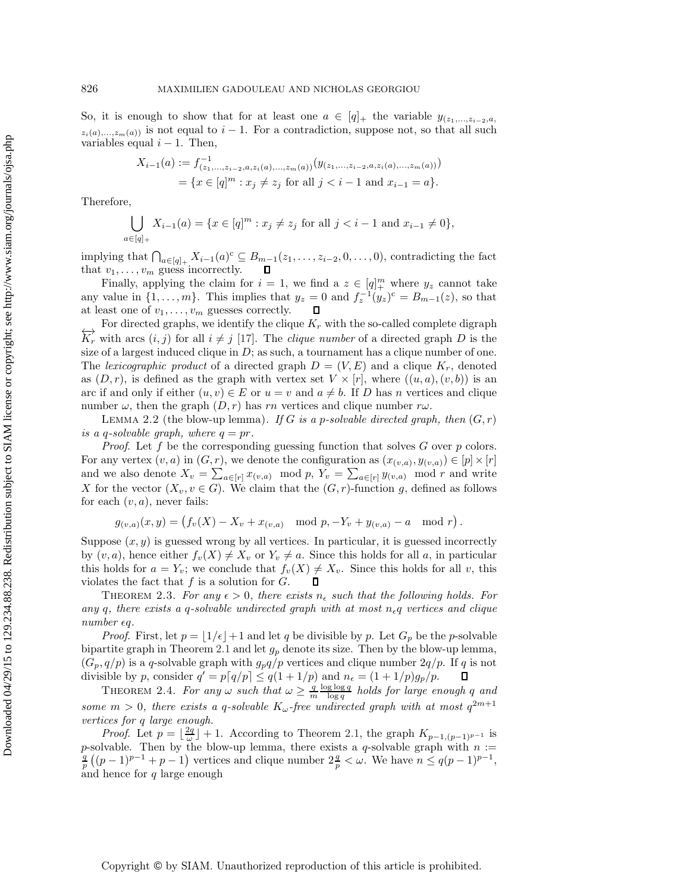So, it is enough to show that for at least one $a \in [q]_+$ the variable $y_{(z_1,\dots,z_{i-2},a,z_i(a),\dots,z_m(a))}$ is not equal to $i-1$. For a contradiction, suppose not, so that all such variables equal $i-1$. Then,

$$
\begin{aligned}
X_{i-1}(a) &:= f^{-1}_{(z_1,\dots,z_{i-2},a,z_i(a),\dots,z_m(a))}(y_{(z_1,\dots,z_{i-2},a,z_i(a),\dots,z_m(a))}) \\
&= \{x \in [q]^m : x_j \neq z_j \text{ for all } j < i-1 \text{ and } x_{i-1} = a\}.
\end{aligned}
$$

Therefore,

$$
\bigcup_{a \in [q]_+} X_{i-1}(a) = \{x \in [q]^m : x_j \neq z_j \text{ for all } j < i-1 \text{ and } x_{i-1} \neq 0\},
$$

implying that $\bigcap_{a \in [q]_+} X_{i-1}(a)^c \subseteq B_{m-1}(z_1,\dots,z_{i-2},0,\dots,0)$, contradicting the fact that $v_1,\dots,v_m$ guess incorrectly. ◻

Finally, applying the claim for $i=1$, we find a $z \in [q]_+^m$ where $y_z$ cannot take any value in $\{1,\dots,m\}$. This implies that $y_z = 0$ and $f_z^{-1}(y_z)^c = B_{m-1}(z)$, so that at least one of $v_1,\dots,v_m$ guesses correctly. ◻

For directed graphs, we identify the clique $K_r$ with the so-called complete digraph $\overleftrightarrow{K_r}$ with arcs $(i,j)$ for all $i \neq j$ [17]. The *clique number* of a directed graph $D$ is the size of a largest induced clique in $D$; as such, a tournament has a clique number of one. The *lexicographic product* of a directed graph $D=(V,E)$ and a clique $K_r$, denoted as $(D,r)$, is defined as the graph with vertex set $V \times [r]$, where $((u,a),(v,b))$ is an arc if and only if either $(u,v) \in E$ or $u=v$ and $a \neq b$. If $D$ has $n$ vertices and clique number $\omega$, then the graph $(D,r)$ has $rn$ vertices and clique number $r\omega$.

Lemma 2.2 (the blow-up lemma). *If $G$ is a $p$-solvable directed graph, then $(G,r)$ is a $q$-solvable graph, where $q = pr$.*

*Proof.* Let $f$ be the corresponding guessing function that solves $G$ over $p$ colors. For any vertex $(v,a)$ in $(G,r)$, we denote the configuration as $(x_{(v,a)}, y_{(v,a)}) \in [p] \times [r]$ and we also denote $X_v = \sum_{a \in [r]} x_{(v,a)} \mod p$, $Y_v = \sum_{a \in [r]} y_{(v,a)} \mod r$ and write $X$ for the vector $(X_v, v \in G)$. We claim that the $(G,r)$-function $g$, defined as follows for each $(v,a)$, never fails:

$$
g_{(v,a)}(x,y) = \left(f_v(X) - X_v + x_{(v,a)} \mod p, -Y_v + y_{(v,a)} - a \mod r\right).
$$

Suppose $(x,y)$ is guessed wrong by all vertices. In particular, it is guessed incorrectly by $(v,a)$, hence either $f_v(X) \neq X_v$ or $Y_v \neq a$. Since this holds for all $a$, in particular this holds for $a = Y_v$; we conclude that $f_v(X) \neq X_v$. Since this holds for all $v$, this violates the fact that $f$ is a solution for $G$. ◻

Theorem 2.3. *For any $\epsilon > 0$, there exists $n_\epsilon$ such that the following holds. For any $q$, there exists a $q$-solvable undirected graph with at most $n_\epsilon q$ vertices and clique number $\epsilon q$.*

*Proof.* First, let $p = \lfloor 1/\epsilon \rfloor + 1$ and let $q$ be divisible by $p$. Let $G_p$ be the $p$-solvable bipartite graph in Theorem 2.1 and let $g_p$ denote its size. Then by the blow-up lemma, $(G_p, q/p)$ is a $q$-solvable graph with $g_p q/p$ vertices and clique number $2q/p$. If $q$ is not divisible by $p$, consider $q' = p\lceil q/p \rceil \leq q(1+1/p)$ and $n_\epsilon = (1+1/p)g_p/p$. ◻

Theorem 2.4. *For any $\omega$ such that $\omega \geq \frac{q}{m}\frac{\log\log q}{\log q}$ holds for large enough $q$ and some $m > 0$, there exists a $q$-solvable $K_\omega$-free undirected graph with at most $q^{2m+1}$ vertices for $q$ large enough.*

*Proof.* Let $p = \lfloor \frac{2q}{\omega} \rfloor + 1$. According to Theorem 2.1, the graph $K_{p-1,(p-1)^{p-1}}$ is $p$-solvable. Then by the blow-up lemma, there exists a $q$-solvable graph with $n := \frac{q}{p}\left((p-1)^{p-1} + p - 1\right)$ vertices and clique number $2\frac{q}{p} < \omega$. We have $n \leq q(p-1)^{p-1}$, and hence for $q$ large enough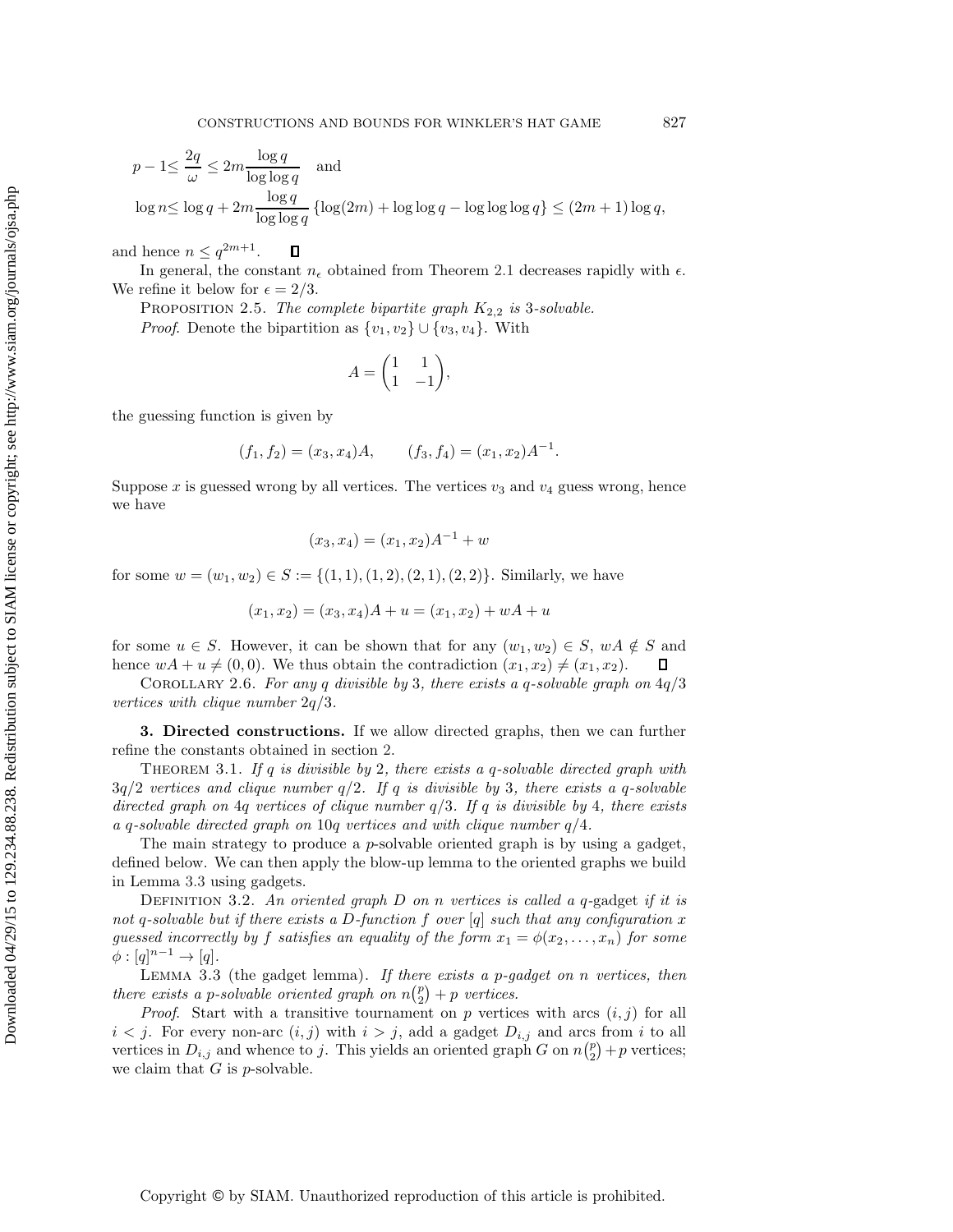$$p-1 \leq \frac{2q}{\omega} \leq 2m\frac{\log q}{\log\log q} \quad \text{and}$$
$$\log n \leq \log q + 2m\frac{\log q}{\log\log q}\left\{\log(2m) + \log\log q - \log\log\log q\right\} \leq (2m+1)\log q,$$

and hence $n \leq q^{2m+1}$. ∎

In general, the constant $n_\epsilon$ obtained from Theorem 2.1 decreases rapidly with $\epsilon$. We refine it below for $\epsilon = 2/3$.

Proposition 2.5. *The complete bipartite graph $K_{2,2}$ is 3-solvable.*

*Proof.* Denote the bipartition as $\{v_1, v_2\} \cup \{v_3, v_4\}$. With

$$A = \begin{pmatrix} 1 & 1 \\ 1 & -1 \end{pmatrix},$$

the guessing function is given by

$$(f_1, f_2) = (x_3, x_4)A, \qquad (f_3, f_4) = (x_1, x_2)A^{-1}.$$

Suppose $x$ is guessed wrong by all vertices. The vertices $v_3$ and $v_4$ guess wrong, hence we have

$$(x_3, x_4) = (x_1, x_2)A^{-1} + w$$

for some $w = (w_1, w_2) \in S := \{(1,1), (1,2), (2,1), (2,2)\}$. Similarly, we have

$$(x_1, x_2) = (x_3, x_4)A + u = (x_1, x_2) + wA + u$$

for some $u \in S$. However, it can be shown that for any $(w_1, w_2) \in S$, $wA \notin S$ and hence $wA + u \neq (0,0)$. We thus obtain the contradiction $(x_1, x_2) \neq (x_1, x_2)$. ∎

Corollary 2.6. *For any $q$ divisible by 3, there exists a $q$-solvable graph on $4q/3$ vertices with clique number $2q/3$.*

## 3. Directed constructions.

If we allow directed graphs, then we can further refine the constants obtained in section 2.

Theorem 3.1. *If $q$ is divisible by 2, there exists a $q$-solvable directed graph with $3q/2$ vertices and clique number $q/2$. If $q$ is divisible by 3, there exists a $q$-solvable directed graph on $4q$ vertices of clique number $q/3$. If $q$ is divisible by 4, there exists a $q$-solvable directed graph on $10q$ vertices and with clique number $q/4$.*

The main strategy to produce a $p$-solvable oriented graph is by using a gadget, defined below. We can then apply the blow-up lemma to the oriented graphs we build in Lemma 3.3 using gadgets.

Definition 3.2. *An oriented graph $D$ on $n$ vertices is called a $q$-*gadget *if it is not $q$-solvable but if there exists a $D$-function $f$ over $[q]$ such that any configuration $x$ guessed incorrectly by $f$ satisfies an equality of the form $x_1 = \phi(x_2, \dots, x_n)$ for some $\phi : [q]^{n-1} \to [q]$.*

Lemma 3.3 (the gadget lemma). *If there exists a $p$-gadget on $n$ vertices, then there exists a $p$-solvable oriented graph on $n\binom{p}{2} + p$ vertices.*

*Proof.* Start with a transitive tournament on $p$ vertices with arcs $(i,j)$ for all $i < j$. For every non-arc $(i,j)$ with $i > j$, add a gadget $D_{i,j}$ and arcs from $i$ to all vertices in $D_{i,j}$ and whence to $j$. This yields an oriented graph $G$ on $n\binom{p}{2} + p$ vertices; we claim that $G$ is $p$-solvable.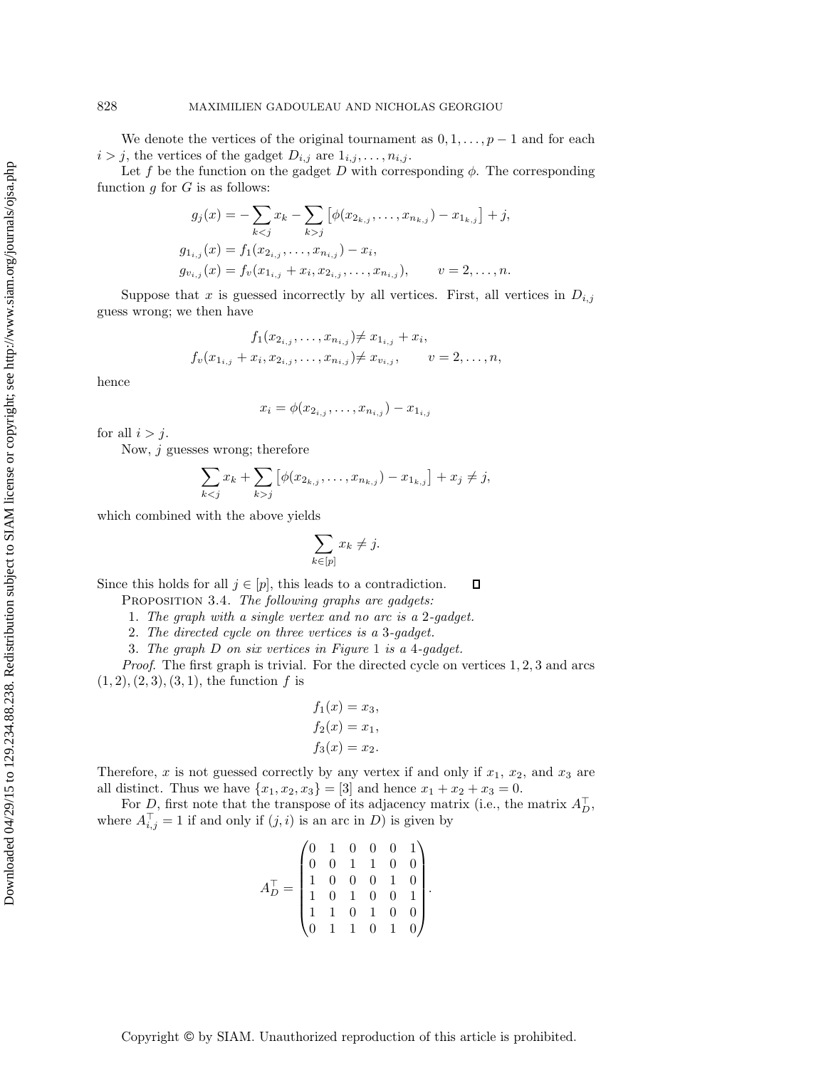We denote the vertices of the original tournament as $0, 1, \dots, p-1$ and for each $i > j$, the vertices of the gadget $D_{i,j}$ are $1_{i,j}, \dots, n_{i,j}$.

Let $f$ be the function on the gadget $D$ with corresponding $\phi$. The corresponding function $g$ for $G$ is as follows:

$$g_j(x) = -\sum_{k<j} x_k - \sum_{k>j} \left[\phi(x_{2_{k,j}}, \dots, x_{n_{k,j}}) - x_{1_{k,j}}\right] + j,$$

$$g_{1_{i,j}}(x) = f_1(x_{2_{i,j}}, \dots, x_{n_{i,j}}) - x_i,$$

$$g_{v_{i,j}}(x) = f_v(x_{1_{i,j}} + x_i, x_{2_{i,j}}, \dots, x_{n_{i,j}}), \qquad v = 2, \dots, n.$$

Suppose that $x$ is guessed incorrectly by all vertices. First, all vertices in $D_{i,j}$ guess wrong; we then have

$$f_1(x_{2_{i,j}}, \dots, x_{n_{i,j}}) \neq x_{1_{i,j}} + x_i,$$

$$f_v(x_{1_{i,j}} + x_i, x_{2_{i,j}}, \dots, x_{n_{i,j}}) \neq x_{v_{i,j}}, \qquad v = 2, \dots, n,$$

hence

$$x_i = \phi(x_{2_{i,j}}, \dots, x_{n_{i,j}}) - x_{1_{i,j}}$$

for all $i > j$.

Now, $j$ guesses wrong; therefore

$$\sum_{k<j} x_k + \sum_{k>j} \left[\phi(x_{2_{k,j}}, \dots, x_{n_{k,j}}) - x_{1_{k,j}}\right] + x_j \neq j,$$

which combined with the above yields

$$\sum_{k \in [p]} x_k \neq j.$$

Since this holds for all $j \in [p]$, this leads to a contradiction. ∎

Proposition 3.4. *The following graphs are gadgets:*

1. *The graph with a single vertex and no arc is a* 2*-gadget.*
2. *The directed cycle on three vertices is a* 3*-gadget.*
3. *The graph* $D$ *on six vertices in Figure* 1 *is a* 4*-gadget.*

*Proof.* The first graph is trivial. For the directed cycle on vertices $1, 2, 3$ and arcs $(1, 2), (2, 3), (3, 1)$, the function $f$ is

$$f_1(x) = x_3,$$
$$f_2(x) = x_1,$$
$$f_3(x) = x_2.$$

Therefore, $x$ is not guessed correctly by any vertex if and only if $x_1$, $x_2$, and $x_3$ are all distinct. Thus we have $\{x_1, x_2, x_3\} = [3]$ and hence $x_1 + x_2 + x_3 = 0$.

For $D$, first note that the transpose of its adjacency matrix (i.e., the matrix $A_D^\top$, where $A_{i,j}^\top = 1$ if and only if $(j, i)$ is an arc in $D$) is given by

$$A_D^\top = \begin{pmatrix} 0 & 1 & 0 & 0 & 0 & 1 \\ 0 & 0 & 1 & 1 & 0 & 0 \\ 1 & 0 & 0 & 0 & 1 & 0 \\ 1 & 0 & 1 & 0 & 0 & 1 \\ 1 & 1 & 0 & 1 & 0 & 0 \\ 0 & 1 & 1 & 0 & 1 & 0 \end{pmatrix}.$$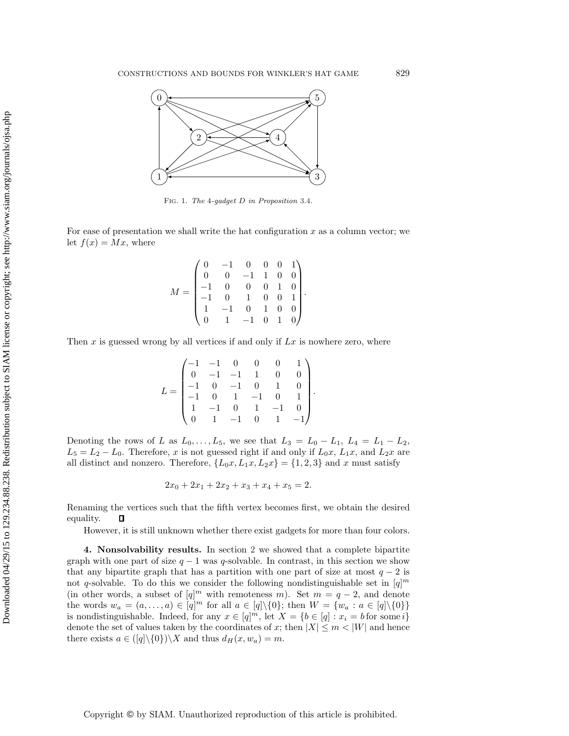Fig. 1. *The 4-gadget $D$ in Proposition* 3.4.

For ease of presentation we shall write the hat configuration $x$ as a column vector; we let $f(x) = Mx$, where

$$M = \begin{pmatrix} 0 & -1 & 0 & 0 & 0 & 1 \\ 0 & 0 & -1 & 1 & 0 & 0 \\ -1 & 0 & 0 & 0 & 1 & 0 \\ -1 & 0 & 1 & 0 & 0 & 1 \\ 1 & -1 & 0 & 1 & 0 & 0 \\ 0 & 1 & -1 & 0 & 1 & 0 \end{pmatrix}.$$

Then $x$ is guessed wrong by all vertices if and only if $Lx$ is nowhere zero, where

$$L = \begin{pmatrix} -1 & -1 & 0 & 0 & 0 & 1 \\ 0 & -1 & -1 & 1 & 0 & 0 \\ -1 & 0 & -1 & 0 & 1 & 0 \\ -1 & 0 & 1 & -1 & 0 & 1 \\ 1 & -1 & 0 & 1 & -1 & 0 \\ 0 & 1 & -1 & 0 & 1 & -1 \end{pmatrix}.$$

Denoting the rows of $L$ as $L_0, \ldots, L_5$, we see that $L_3 = L_0 - L_1$, $L_4 = L_1 - L_2$, $L_5 = L_2 - L_0$. Therefore, $x$ is not guessed right if and only if $L_0x$, $L_1x$, and $L_2x$ are all distinct and nonzero. Therefore, $\{L_0x, L_1x, L_2x\} = \{1, 2, 3\}$ and $x$ must satisfy

$$2x_0 + 2x_1 + 2x_2 + x_3 + x_4 + x_5 = 2.$$

Renaming the vertices such that the fifth vertex becomes first, we obtain the desired equality. $\square$

However, it is still unknown whether there exist gadgets for more than four colors.

**4. Nonsolvability results.** In section 2 we showed that a complete bipartite graph with one part of size $q - 1$ was $q$-solvable. In contrast, in this section we show that any bipartite graph that has a partition with one part of size at most $q - 2$ is not $q$-solvable. To do this we consider the following nondistinguishable set in $[q]^m$ (in other words, a subset of $[q]^m$ with remoteness $m$). Set $m = q - 2$, and denote the words $w_a = (a, \ldots, a) \in [q]^m$ for all $a \in [q]\backslash\{0\}$; then $W = \{w_a : a \in [q]\backslash\{0\}\}$ is nondistinguishable. Indeed, for any $x \in [q]^m$, let $X = \{b \in [q] : x_i = b \text{ for some } i\}$ denote the set of values taken by the coordinates of $x$; then $|X| \leq m < |W|$ and hence there exists $a \in ([q]\backslash\{0\})\backslash X$ and thus $d_H(x, w_a) = m$.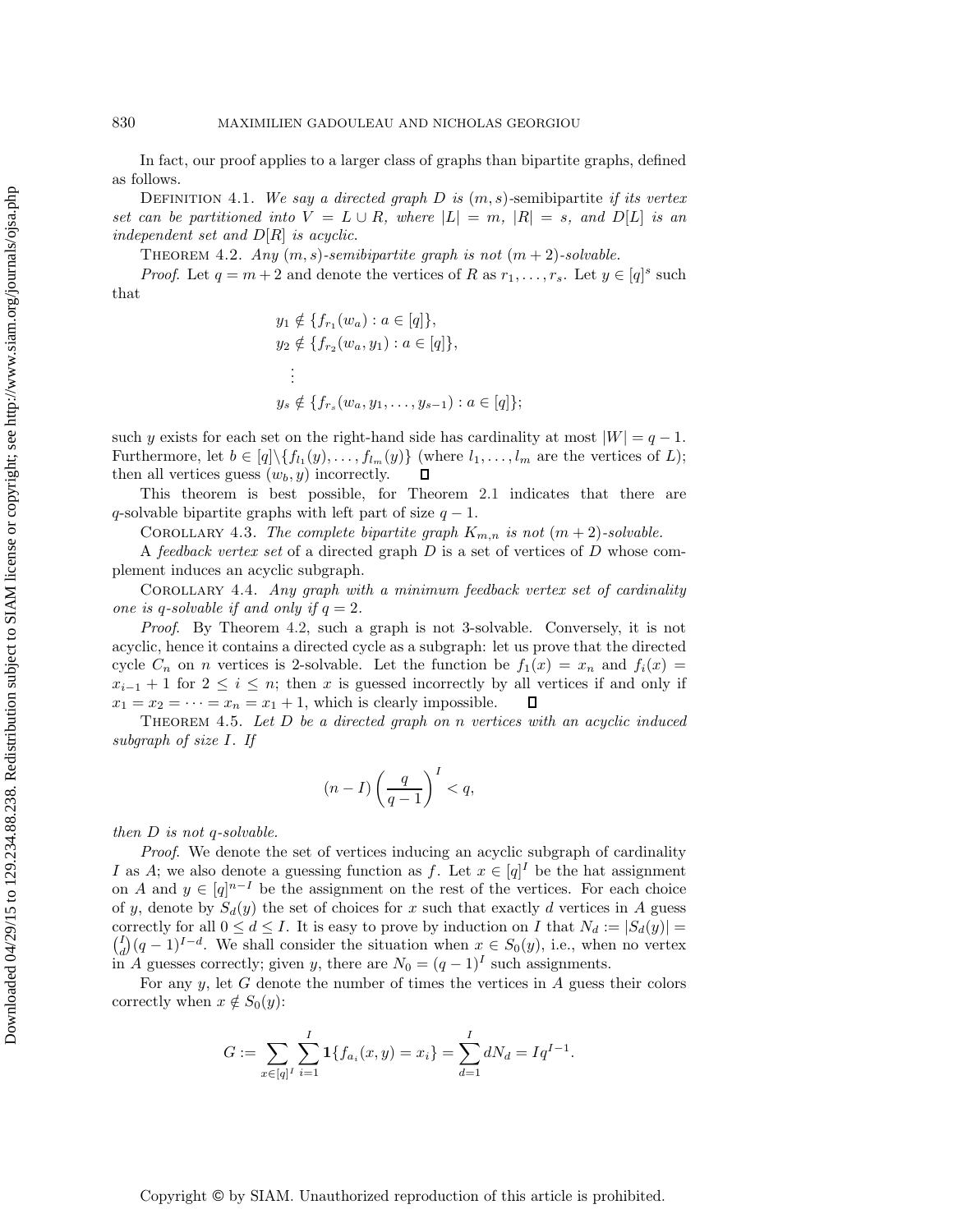In fact, our proof applies to a larger class of graphs than bipartite graphs, defined as follows.

DEFINITION 4.1. *We say a directed graph $D$ is* $(m,s)$-semibipartite *if its vertex set can be partitioned into $V = L \cup R$, where $|L| = m$, $|R| = s$, and $D[L]$ is an independent set and $D[R]$ is acyclic.*

THEOREM 4.2. *Any $(m,s)$-semibipartite graph is not $(m+2)$-solvable.*

*Proof.* Let $q = m+2$ and denote the vertices of $R$ as $r_1, \ldots, r_s$. Let $y \in [q]^s$ such that

$$
\begin{aligned}
&y_1 \notin \{f_{r_1}(w_a) : a \in [q]\},\\
&y_2 \notin \{f_{r_2}(w_a, y_1) : a \in [q]\},\\
&\quad\vdots\\
&y_s \notin \{f_{r_s}(w_a, y_1, \ldots, y_{s-1}) : a \in [q]\};
\end{aligned}
$$

such $y$ exists for each set on the right-hand side has cardinality at most $|W| = q-1$. Furthermore, let $b \in [q] \backslash \{f_{l_1}(y), \ldots, f_{l_m}(y)\}$ (where $l_1, \ldots, l_m$ are the vertices of $L$); then all vertices guess $(w_b, y)$ incorrectly. $\square$

This theorem is best possible, for Theorem 2.1 indicates that there are $q$-solvable bipartite graphs with left part of size $q-1$.

COROLLARY 4.3. *The complete bipartite graph $K_{m,n}$ is not $(m+2)$-solvable.*

A *feedback vertex set* of a directed graph $D$ is a set of vertices of $D$ whose complement induces an acyclic subgraph.

COROLLARY 4.4. *Any graph with a minimum feedback vertex set of cardinality one is $q$-solvable if and only if $q = 2$.*

*Proof.* By Theorem 4.2, such a graph is not 3-solvable. Conversely, it is not acyclic, hence it contains a directed cycle as a subgraph: let us prove that the directed cycle $C_n$ on $n$ vertices is 2-solvable. Let the function be $f_1(x) = x_n$ and $f_i(x) = x_{i-1} + 1$ for $2 \leq i \leq n$; then $x$ is guessed incorrectly by all vertices if and only if $x_1 = x_2 = \cdots = x_n = x_1 + 1$, which is clearly impossible. $\square$

THEOREM 4.5. *Let $D$ be a directed graph on $n$ vertices with an acyclic induced subgraph of size $I$. If*

$$(n-I)\left(\frac{q}{q-1}\right)^I < q,$$

*then $D$ is not $q$-solvable.*

*Proof.* We denote the set of vertices inducing an acyclic subgraph of cardinality $I$ as $A$; we also denote a guessing function as $f$. Let $x \in [q]^I$ be the hat assignment on $A$ and $y \in [q]^{n-I}$ be the assignment on the rest of the vertices. For each choice of $y$, denote by $S_d(y)$ the set of choices for $x$ such that exactly $d$ vertices in $A$ guess correctly for all $0 \leq d \leq I$. It is easy to prove by induction on $I$ that $N_d := |S_d(y)| = \binom{I}{d}(q-1)^{I-d}$. We shall consider the situation when $x \in S_0(y)$, i.e., when no vertex in $A$ guesses correctly; given $y$, there are $N_0 = (q-1)^I$ such assignments.

For any $y$, let $G$ denote the number of times the vertices in $A$ guess their colors correctly when $x \notin S_0(y)$:

$$G := \sum_{x \in [q]^I} \sum_{i=1}^{I} \mathbf{1}\{f_{a_i}(x,y) = x_i\} = \sum_{d=1}^{I} dN_d = Iq^{I-1}.$$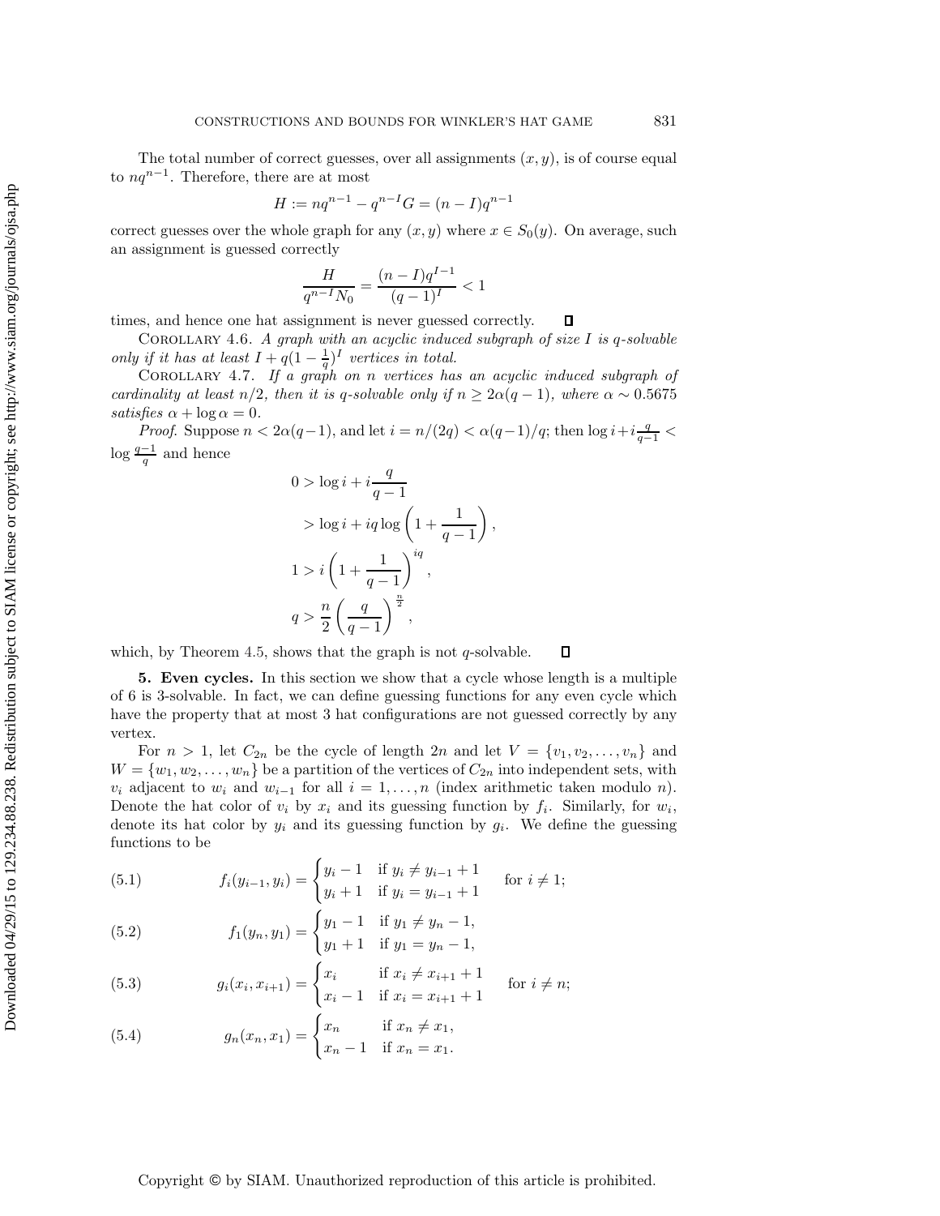The total number of correct guesses, over all assignments $(x, y)$, is of course equal to $nq^{n-1}$. Therefore, there are at most

$$H := nq^{n-1} - q^{n-I}G = (n-I)q^{n-1}$$

correct guesses over the whole graph for any $(x, y)$ where $x \in S_0(y)$. On average, such an assignment is guessed correctly

$$\frac{H}{q^{n-I}N_0} = \frac{(n-I)q^{I-1}}{(q-1)^I} < 1$$

times, and hence one hat assignment is never guessed correctly. ◻

Corollary 4.6. *A graph with an acyclic induced subgraph of size $I$ is $q$-solvable only if it has at least $I + q(1 - \frac{1}{q})^I$ vertices in total.*

Corollary 4.7. *If a graph on $n$ vertices has an acyclic induced subgraph of cardinality at least $n/2$, then it is $q$-solvable only if $n \geq 2\alpha(q-1)$, where $\alpha \sim 0.5675$ satisfies $\alpha + \log \alpha = 0$.*

*Proof.* Suppose $n < 2\alpha(q-1)$, and let $i = n/(2q) < \alpha(q-1)/q$; then $\log i + i\frac{q}{q-1} < \log \frac{q-1}{q}$ and hence

$$\begin{aligned}
0 &> \log i + i\frac{q}{q-1} \\
&> \log i + iq \log\left(1 + \frac{1}{q-1}\right), \\
1 &> i\left(1 + \frac{1}{q-1}\right)^{iq}, \\
q &> \frac{n}{2}\left(\frac{q}{q-1}\right)^{\frac{n}{2}},
\end{aligned}$$

which, by Theorem 4.5, shows that the graph is not $q$-solvable. ◻

## 5. Even cycles.

In this section we show that a cycle whose length is a multiple of 6 is 3-solvable. In fact, we can define guessing functions for any even cycle which have the property that at most 3 hat configurations are not guessed correctly by any vertex.

For $n > 1$, let $C_{2n}$ be the cycle of length $2n$ and let $V = \{v_1, v_2, \ldots, v_n\}$ and $W = \{w_1, w_2, \ldots, w_n\}$ be a partition of the vertices of $C_{2n}$ into independent sets, with $v_i$ adjacent to $w_i$ and $w_{i-1}$ for all $i = 1, \ldots, n$ (index arithmetic taken modulo $n$). Denote the hat color of $v_i$ by $x_i$ and its guessing function by $f_i$. Similarly, for $w_i$, denote its hat color by $y_i$ and its guessing function by $g_i$. We define the guessing functions to be

$$f_i(y_{i-1}, y_i) = \begin{cases} y_i - 1 & \text{if } y_i \neq y_{i-1} + 1 \\ y_i + 1 & \text{if } y_i = y_{i-1} + 1 \end{cases} \quad \text{for } i \neq 1; \tag{5.1}$$

$$f_1(y_n, y_1) = \begin{cases} y_1 - 1 & \text{if } y_1 \neq y_n - 1, \\ y_1 + 1 & \text{if } y_1 = y_n - 1, \end{cases} \tag{5.2}$$

$$g_i(x_i, x_{i+1}) = \begin{cases} x_i & \text{if } x_i \neq x_{i+1} + 1 \\ x_i - 1 & \text{if } x_i = x_{i+1} + 1 \end{cases} \quad \text{for } i \neq n; \tag{5.3}$$

$$g_n(x_n, x_1) = \begin{cases} x_n & \text{if } x_n \neq x_1, \\ x_n - 1 & \text{if } x_n = x_1. \end{cases} \tag{5.4}$$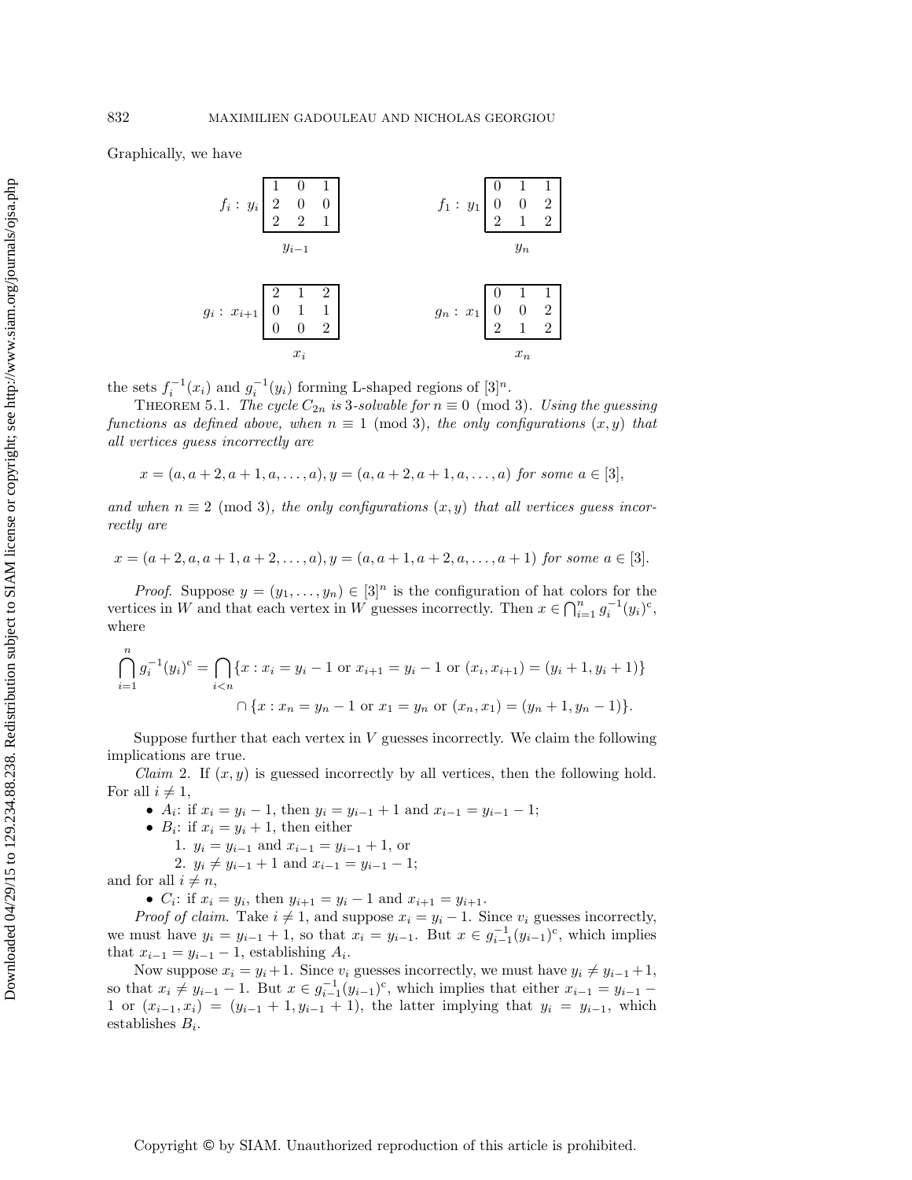Graphically, we have

$$f_i : y_i \begin{array}{|ccc|} \hline 1 & 0 & 1 \\ 2 & 0 & 0 \\ 2 & 2 & 1 \\ \hline \end{array} \qquad f_1 : y_1 \begin{array}{|ccc|} \hline 0 & 1 & 1 \\ 0 & 0 & 2 \\ 2 & 1 & 2 \\ \hline \end{array}$$

$$\qquad\quad y_{i-1} \qquad\qquad\qquad\qquad\quad y_n$$

$$g_i : x_{i+1} \begin{array}{|ccc|} \hline 2 & 1 & 2 \\ 0 & 1 & 1 \\ 0 & 0 & 2 \\ \hline \end{array} \qquad g_n : x_1 \begin{array}{|ccc|} \hline 0 & 1 & 1 \\ 0 & 0 & 2 \\ 2 & 1 & 2 \\ \hline \end{array}$$

$$\qquad\quad x_i \qquad\qquad\qquad\qquad\quad x_n$$

the sets $f_i^{-1}(x_i)$ and $g_i^{-1}(y_i)$ forming L-shaped regions of $[3]^n$.

THEOREM 5.1. *The cycle $C_{2n}$ is 3-solvable for $n \equiv 0 \pmod 3$. Using the guessing functions as defined above, when $n \equiv 1 \pmod 3$, the only configurations $(x, y)$ that all vertices guess incorrectly are*

$$x = (a, a+2, a+1, a, \dots, a), y = (a, a+2, a+1, a, \dots, a) \text{ for some } a \in [3],$$

*and when $n \equiv 2 \pmod 3$, the only configurations $(x, y)$ that all vertices guess incorrectly are*

$$x = (a+2, a, a+1, a+2, \dots, a), y = (a, a+1, a+2, a, \dots, a+1) \text{ for some } a \in [3].$$

*Proof.* Suppose $y = (y_1, \dots, y_n) \in [3]^n$ is the configuration of hat colors for the vertices in $W$ and that each vertex in $W$ guesses incorrectly. Then $x \in \bigcap_{i=1}^n g_i^{-1}(y_i)^{\mathrm{c}}$, where

$$\bigcap_{i=1}^n g_i^{-1}(y_i)^{\mathrm{c}} = \bigcap_{i<n} \{x : x_i = y_i - 1 \text{ or } x_{i+1} = y_i - 1 \text{ or } (x_i, x_{i+1}) = (y_i + 1, y_i + 1)\}$$
$$\cap \{x : x_n = y_n - 1 \text{ or } x_1 = y_n \text{ or } (x_n, x_1) = (y_n + 1, y_n - 1)\}.$$

Suppose further that each vertex in $V$ guesses incorrectly. We claim the following implications are true.

*Claim* 2. If $(x, y)$ is guessed incorrectly by all vertices, then the following hold. For all $i \neq 1$,

- $A_i$: if $x_i = y_i - 1$, then $y_i = y_{i-1} + 1$ and $x_{i-1} = y_{i-1} - 1$;
- $B_i$: if $x_i = y_i + 1$, then either
  1. $y_i = y_{i-1}$ and $x_{i-1} = y_{i-1} + 1$, or
  2. $y_i \neq y_{i-1} + 1$ and $x_{i-1} = y_{i-1} - 1$;

and for all $i \neq n$,

- $C_i$: if $x_i = y_i$, then $y_{i+1} = y_i - 1$ and $x_{i+1} = y_{i+1}$.

*Proof of claim.* Take $i \neq 1$, and suppose $x_i = y_i - 1$. Since $v_i$ guesses incorrectly, we must have $y_i = y_{i-1} + 1$, so that $x_i = y_{i-1}$. But $x \in g_{i-1}^{-1}(y_{i-1})^{\mathrm{c}}$, which implies that $x_{i-1} = y_{i-1} - 1$, establishing $A_i$.

Now suppose $x_i = y_i + 1$. Since $v_i$ guesses incorrectly, we must have $y_i \neq y_{i-1} + 1$, so that $x_i \neq y_{i-1} - 1$. But $x \in g_{i-1}^{-1}(y_{i-1})^{\mathrm{c}}$, which implies that either $x_{i-1} = y_{i-1} - 1$ or $(x_{i-1}, x_i) = (y_{i-1} + 1, y_{i-1} + 1)$, the latter implying that $y_i = y_{i-1}$, which establishes $B_i$.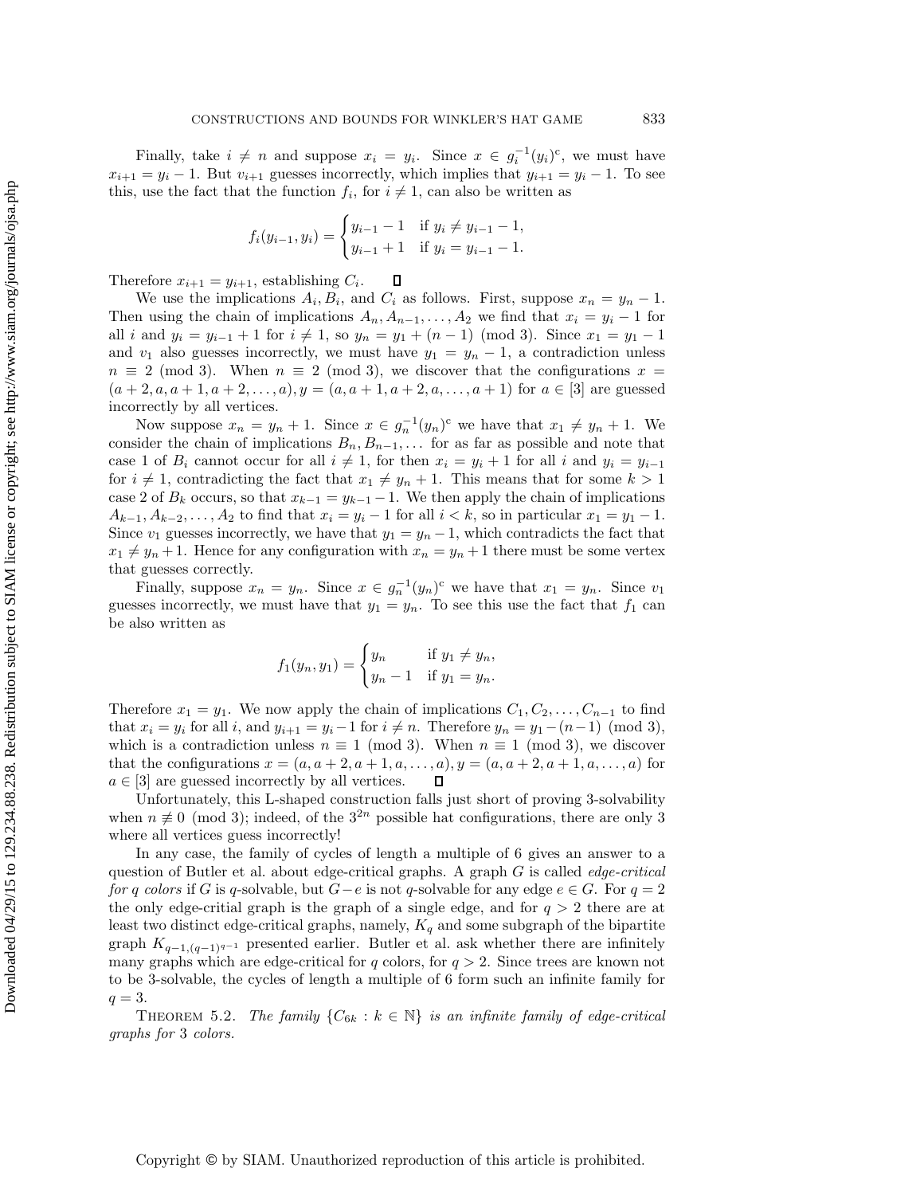Finally, take $i \neq n$ and suppose $x_i = y_i$. Since $x \in g_i^{-1}(y_i)^c$, we must have $x_{i+1} = y_i - 1$. But $v_{i+1}$ guesses incorrectly, which implies that $y_{i+1} = y_i - 1$. To see this, use the fact that the function $f_i$, for $i \neq 1$, can also be written as

$$f_i(y_{i-1}, y_i) = \begin{cases} y_{i-1} - 1 & \text{if } y_i \neq y_{i-1} - 1, \\ y_{i-1} + 1 & \text{if } y_i = y_{i-1} - 1. \end{cases}$$

Therefore $x_{i+1} = y_{i+1}$, establishing $C_i$. ☐

We use the implications $A_i$, $B_i$, and $C_i$ as follows. First, suppose $x_n = y_n - 1$. Then using the chain of implications $A_n, A_{n-1}, \ldots, A_2$ we find that $x_i = y_i - 1$ for all $i$ and $y_i = y_{i-1} + 1$ for $i \neq 1$, so $y_n = y_1 + (n-1) \pmod 3$. Since $x_1 = y_1 - 1$ and $v_1$ also guesses incorrectly, we must have $y_1 = y_n - 1$, a contradiction unless $n \equiv 2 \pmod 3$. When $n \equiv 2 \pmod 3$, we discover that the configurations $x = (a+2, a, a+1, a+2, \ldots, a), y = (a, a+1, a+2, a, \ldots, a+1)$ for $a \in [3]$ are guessed incorrectly by all vertices.

Now suppose $x_n = y_n + 1$. Since $x \in g_n^{-1}(y_n)^c$ we have that $x_1 \neq y_n + 1$. We consider the chain of implications $B_n, B_{n-1}, \ldots$ for as far as possible and note that case 1 of $B_i$ cannot occur for all $i \neq 1$, for then $x_i = y_i + 1$ for all $i$ and $y_i = y_{i-1}$ for $i \neq 1$, contradicting the fact that $x_1 \neq y_n + 1$. This means that for some $k > 1$ case 2 of $B_k$ occurs, so that $x_{k-1} = y_{k-1} - 1$. We then apply the chain of implications $A_{k-1}, A_{k-2}, \ldots, A_2$ to find that $x_i = y_i - 1$ for all $i < k$, so in particular $x_1 = y_1 - 1$. Since $v_1$ guesses incorrectly, we have that $y_1 = y_n - 1$, which contradicts the fact that $x_1 \neq y_n + 1$. Hence for any configuration with $x_n = y_n + 1$ there must be some vertex that guesses correctly.

Finally, suppose $x_n = y_n$. Since $x \in g_n^{-1}(y_n)^c$ we have that $x_1 = y_n$. Since $v_1$ guesses incorrectly, we must have that $y_1 = y_n$. To see this use the fact that $f_1$ can be also written as

$$f_1(y_n, y_1) = \begin{cases} y_n & \text{if } y_1 \neq y_n, \\ y_n - 1 & \text{if } y_1 = y_n. \end{cases}$$

Therefore $x_1 = y_1$. We now apply the chain of implications $C_1, C_2, \ldots, C_{n-1}$ to find that $x_i = y_i$ for all $i$, and $y_{i+1} = y_i - 1$ for $i \neq n$. Therefore $y_n = y_1 - (n-1) \pmod 3$, which is a contradiction unless $n \equiv 1 \pmod 3$. When $n \equiv 1 \pmod 3$, we discover that the configurations $x = (a, a+2, a+1, a, \ldots, a), y = (a, a+2, a+1, a, \ldots, a)$ for $a \in [3]$ are guessed incorrectly by all vertices. ☐

Unfortunately, this L-shaped construction falls just short of proving 3-solvability when $n \not\equiv 0 \pmod 3$; indeed, of the $3^{2n}$ possible hat configurations, there are only 3 where all vertices guess incorrectly!

In any case, the family of cycles of length a multiple of 6 gives an answer to a question of Butler et al. about edge-critical graphs. A graph $G$ is called *edge-critical for $q$ colors* if $G$ is $q$-solvable, but $G - e$ is not $q$-solvable for any edge $e \in G$. For $q = 2$ the only edge-critial graph is the graph of a single edge, and for $q > 2$ there are at least two distinct edge-critical graphs, namely, $K_q$ and some subgraph of the bipartite graph $K_{q-1,(q-1)^{q-1}}$ presented earlier. Butler et al. ask whether there are infinitely many graphs which are edge-critical for $q$ colors, for $q > 2$. Since trees are known not to be 3-solvable, the cycles of length a multiple of 6 form such an infinite family for $q = 3$.

THEOREM 5.2. *The family $\{C_{6k} : k \in \mathbb{N}\}$ is an infinite family of edge-critical graphs for 3 colors.*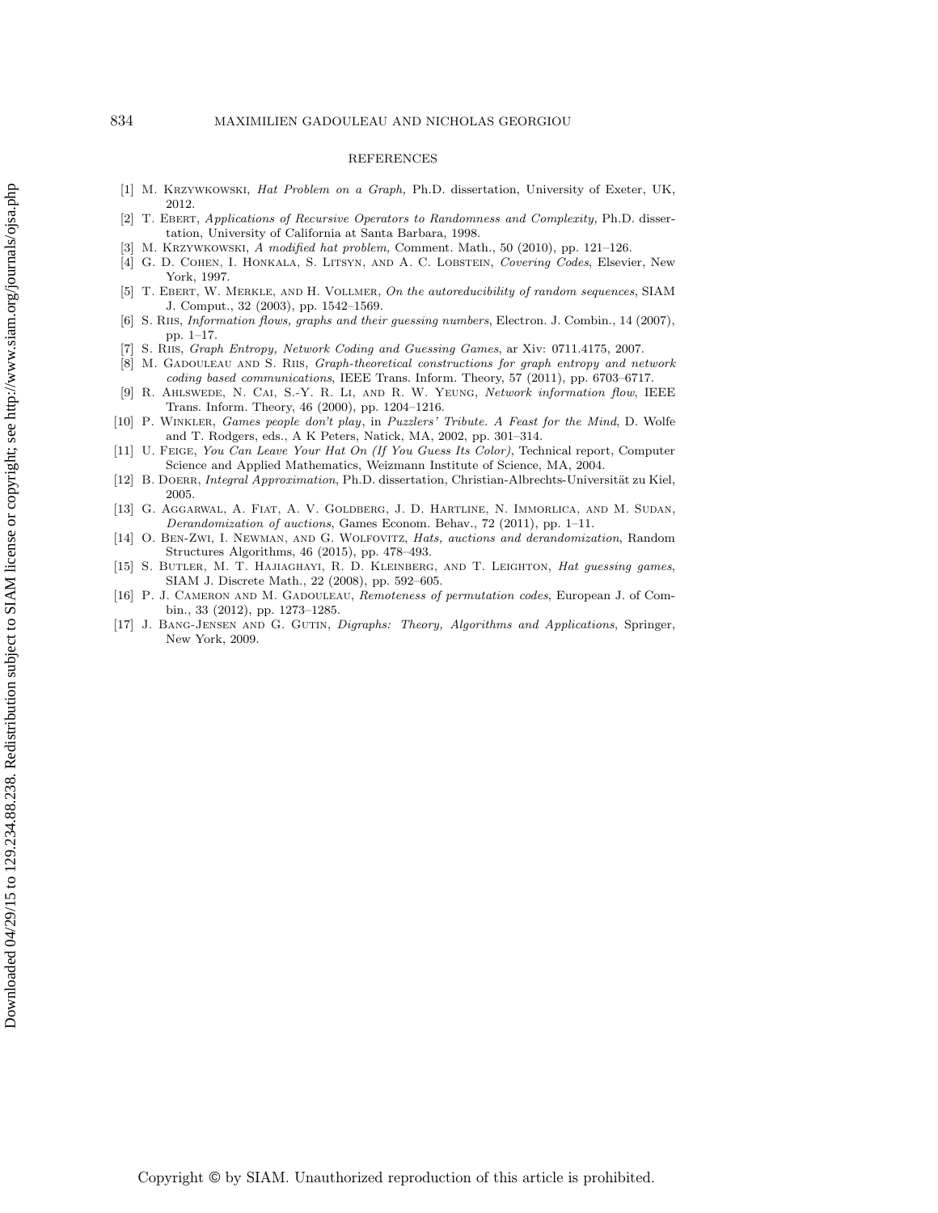## REFERENCES

[1] M. Krzywkowski, *Hat Problem on a Graph,* Ph.D. dissertation, University of Exeter, UK, 2012.

[2] T. Ebert, *Applications of Recursive Operators to Randomness and Complexity,* Ph.D. dissertation, University of California at Santa Barbara, 1998.

[3] M. Krzywkowski, *A modified hat problem,* Comment. Math., 50 (2010), pp. 121–126.

[4] G. D. Cohen, I. Honkala, S. Litsyn, and A. C. Lobstein, *Covering Codes*, Elsevier, New York, 1997.

[5] T. Ebert, W. Merkle, and H. Vollmer, *On the autoreducibility of random sequences*, SIAM J. Comput., 32 (2003), pp. 1542–1569.

[6] S. Riis, *Information flows, graphs and their guessing numbers*, Electron. J. Combin., 14 (2007), pp. 1–17.

[7] S. Riis, *Graph Entropy, Network Coding and Guessing Games*, ar Xiv: 0711.4175, 2007.

[8] M. Gadouleau and S. Riis, *Graph-theoretical constructions for graph entropy and network coding based communications*, IEEE Trans. Inform. Theory, 57 (2011), pp. 6703–6717.

[9] R. Ahlswede, N. Cai, S.-Y. R. Li, and R. W. Yeung, *Network information flow*, IEEE Trans. Inform. Theory, 46 (2000), pp. 1204–1216.

[10] P. Winkler, *Games people don't play*, in *Puzzlers' Tribute. A Feast for the Mind*, D. Wolfe and T. Rodgers, eds., A K Peters, Natick, MA, 2002, pp. 301–314.

[11] U. Feige, *You Can Leave Your Hat On (If You Guess Its Color)*, Technical report, Computer Science and Applied Mathematics, Weizmann Institute of Science, MA, 2004.

[12] B. Doerr, *Integral Approximation*, Ph.D. dissertation, Christian-Albrechts-Universität zu Kiel, 2005.

[13] G. Aggarwal, A. Fiat, A. V. Goldberg, J. D. Hartline, N. Immorlica, and M. Sudan, *Derandomization of auctions*, Games Econom. Behav., 72 (2011), pp. 1–11.

[14] O. Ben-Zwi, I. Newman, and G. Wolfovitz, *Hats, auctions and derandomization*, Random Structures Algorithms, 46 (2015), pp. 478–493.

[15] S. Butler, M. T. Hajiaghayi, R. D. Kleinberg, and T. Leighton, *Hat guessing games*, SIAM J. Discrete Math., 22 (2008), pp. 592–605.

[16] P. J. Cameron and M. Gadouleau, *Remoteness of permutation codes*, European J. of Combin., 33 (2012), pp. 1273–1285.

[17] J. Bang-Jensen and G. Gutin, *Digraphs: Theory, Algorithms and Applications*, Springer, New York, 2009.